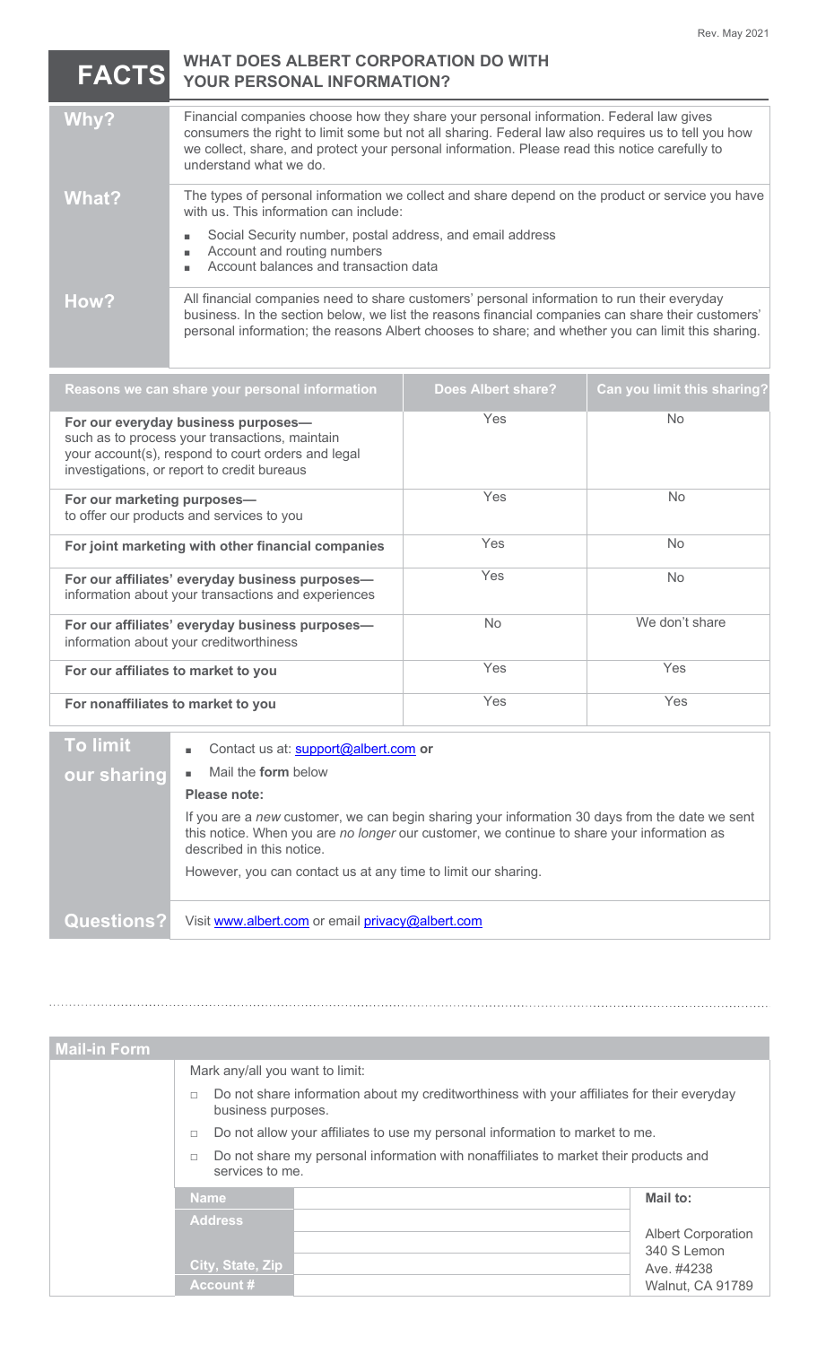Rev. May 2021

# FACTS — WHAT DOES ALBERT CORPORATION DO WITH YOUR PERSONAL INFORMATION?

| | |
|---|---|
| **Why?** | Financial companies choose how they share your personal information. Federal law gives consumers the right to limit some but not all sharing. Federal law also requires us to tell you how we collect, share, and protect your personal information. Please read this notice carefully to understand what we do. |
| **What?** | The types of personal information we collect and share depend on the product or service you have with us. This information can include:<br>▪ Social Security number, postal address, and email address<br>▪ Account and routing numbers<br>▪ Account balances and transaction data |
| **How?** | All financial companies need to share customers' personal information to run their everyday business. In the section below, we list the reasons financial companies can share their customers' personal information; the reasons Albert chooses to share; and whether you can limit this sharing. |

| Reasons we can share your personal information | Does Albert share? | Can you limit this sharing? |
|---|---|---|
| **For our everyday business purposes—** such as to process your transactions, maintain your account(s), respond to court orders and legal investigations, or report to credit bureaus | Yes | No |
| **For our marketing purposes—** to offer our products and services to you | Yes | No |
| **For joint marketing with other financial companies** | Yes | No |
| **For our affiliates' everyday business purposes—** information about your transactions and experiences | Yes | No |
| **For our affiliates' everyday business purposes—** information about your creditworthiness | No | We don't share |
| **For our affiliates to market to you** | Yes | Yes |
| **For nonaffiliates to market to you** | Yes | Yes |

| | |
|---|---|
| **To limit our sharing** | ▪ Contact us at: support@albert.com **or**<br>▪ Mail the **form** below<br>**Please note:**<br>If you are a *new* customer, we can begin sharing your information 30 days from the date we sent this notice. When you are *no longer* our customer, we continue to share your information as described in this notice.<br>However, you can contact us at any time to limit our sharing. |
| **Questions?** | Visit www.albert.com or email privacy@albert.com |

## Mail-in Form

Mark any/all you want to limit:

- ☐ Do not share information about my creditworthiness with your affiliates for their everyday business purposes.
- ☐ Do not allow your affiliates to use my personal information to market to me.
- ☐ Do not share my personal information with nonaffiliates to market their products and services to me.

| | | Mail to: |
|---|---|---|
| **Name** | | Albert Corporation<br>340 S Lemon Ave. #4238<br>Walnut, CA 91789 |
| **Address** | | |
| **City, State, Zip** | | |
| **Account #** | | |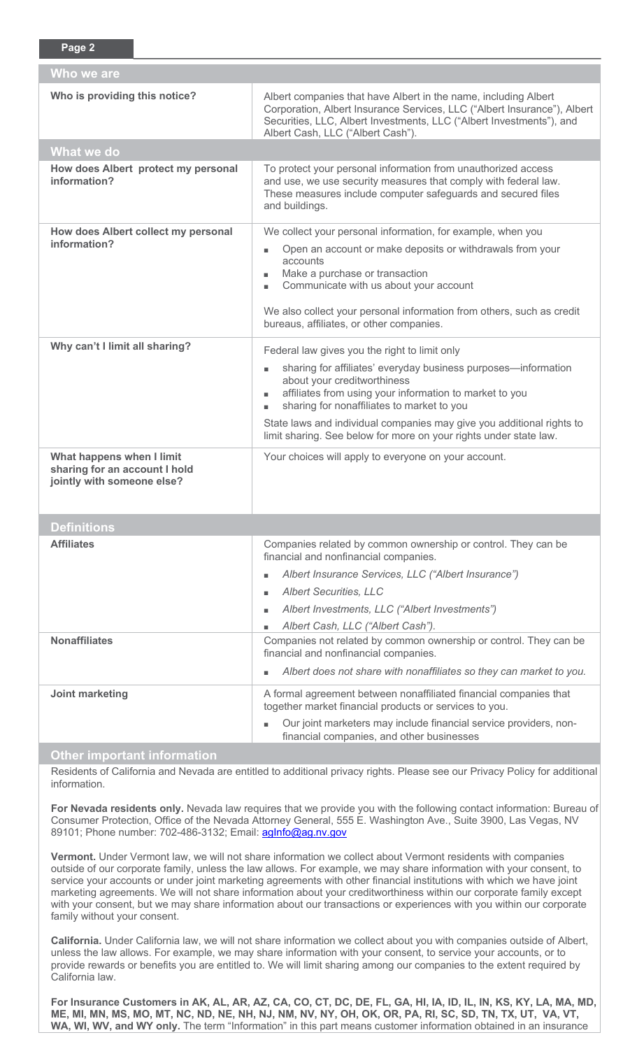## Who we are

| | |
|---|---|
| **Who is providing this notice?** | Albert companies that have Albert in the name, including Albert Corporation, Albert Insurance Services, LLC ("Albert Insurance"), Albert Securities, LLC, Albert Investments, LLC ("Albert Investments"), and Albert Cash, LLC ("Albert Cash"). |

## What we do

| | |
|---|---|
| **How does Albert protect my personal information?** | To protect your personal information from unauthorized access and use, we use security measures that comply with federal law. These measures include computer safeguards and secured files and buildings. |
| **How does Albert collect my personal information?** | We collect your personal information, for example, when you<br>▪ Open an account or make deposits or withdrawals from your accounts<br>▪ Make a purchase or transaction<br>▪ Communicate with us about your account<br><br>We also collect your personal information from others, such as credit bureaus, affiliates, or other companies. |
| **Why can't I limit all sharing?** | Federal law gives you the right to limit only<br>▪ sharing for affiliates' everyday business purposes—information about your creditworthiness<br>▪ affiliates from using your information to market to you<br>▪ sharing for nonaffiliates to market to you<br><br>State laws and individual companies may give you additional rights to limit sharing. See below for more on your rights under state law. |
| **What happens when I limit sharing for an account I hold jointly with someone else?** | Your choices will apply to everyone on your account. |

## Definitions

| | |
|---|---|
| **Affiliates** | Companies related by common ownership or control. They can be financial and nonfinancial companies.<br>▪ *Albert Insurance Services, LLC ("Albert Insurance")*<br>▪ *Albert Securities, LLC*<br>▪ *Albert Investments, LLC ("Albert Investments")*<br>▪ *Albert Cash, LLC ("Albert Cash").* |
| **Nonaffiliates** | Companies not related by common ownership or control. They can be financial and nonfinancial companies.<br>▪ *Albert does not share with nonaffiliates so they can market to you.* |
| **Joint marketing** | A formal agreement between nonaffiliated financial companies that together market financial products or services to you.<br>▪ Our joint marketers may include financial service providers, non-financial companies, and other businesses |

## Other important information

Residents of California and Nevada are entitled to additional privacy rights. Please see our Privacy Policy for additional information.

**For Nevada residents only.** Nevada law requires that we provide you with the following contact information: Bureau of Consumer Protection, Office of the Nevada Attorney General, 555 E. Washington Ave., Suite 3900, Las Vegas, NV 89101; Phone number: 702-486-3132; Email: agInfo@ag.nv.gov

**Vermont.** Under Vermont law, we will not share information we collect about Vermont residents with companies outside of our corporate family, unless the law allows. For example, we may share information with your consent, to service your accounts or under joint marketing agreements with other financial institutions with which we have joint marketing agreements. We will not share information about your creditworthiness within our corporate family except with your consent, but we may share information about our transactions or experiences with you within our corporate family without your consent.

**California.** Under California law, we will not share information we collect about you with companies outside of Albert, unless the law allows. For example, we may share information with your consent, to service your accounts, or to provide rewards or benefits you are entitled to. We will limit sharing among our companies to the extent required by California law.

**For Insurance Customers in AK, AL, AR, AZ, CA, CO, CT, DC, DE, FL, GA, HI, IA, ID, IL, IN, KS, KY, LA, MA, MD, ME, MI, MN, MS, MO, MT, NC, ND, NE, NH, NJ, NM, NV, NY, OH, OK, OR, PA, RI, SC, SD, TN, TX, UT, VA, VT, WA, WI, WV, and WY only.** The term "Information" in this part means customer information obtained in an insurance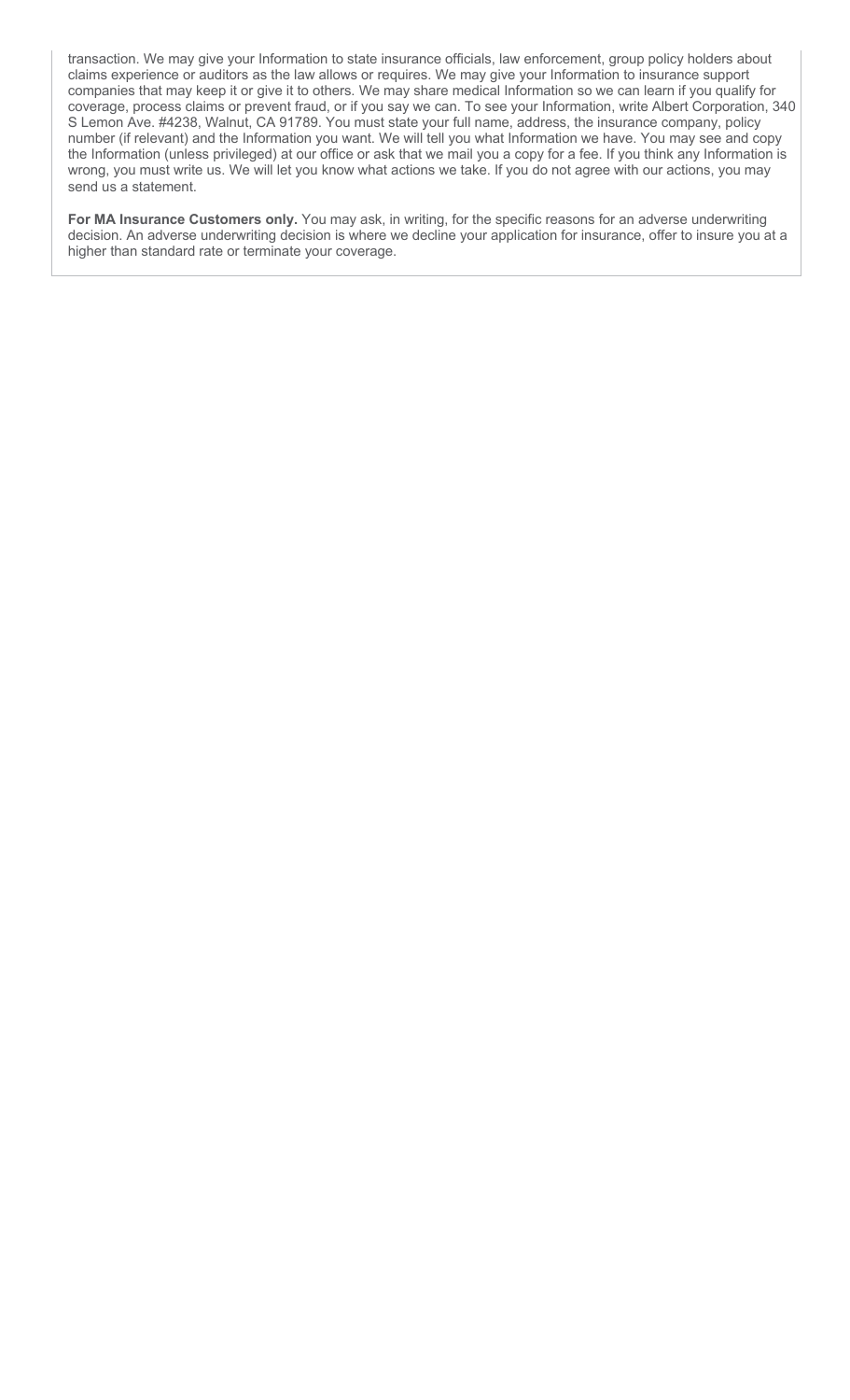transaction. We may give your Information to state insurance officials, law enforcement, group policy holders about claims experience or auditors as the law allows or requires. We may give your Information to insurance support companies that may keep it or give it to others. We may share medical Information so we can learn if you qualify for coverage, process claims or prevent fraud, or if you say we can. To see your Information, write Albert Corporation, 340 S Lemon Ave. #4238, Walnut, CA 91789. You must state your full name, address, the insurance company, policy number (if relevant) and the Information you want. We will tell you what Information we have. You may see and copy the Information (unless privileged) at our office or ask that we mail you a copy for a fee. If you think any Information is wrong, you must write us. We will let you know what actions we take. If you do not agree with our actions, you may send us a statement.

**For MA Insurance Customers only.** You may ask, in writing, for the specific reasons for an adverse underwriting decision. An adverse underwriting decision is where we decline your application for insurance, offer to insure you at a higher than standard rate or terminate your coverage.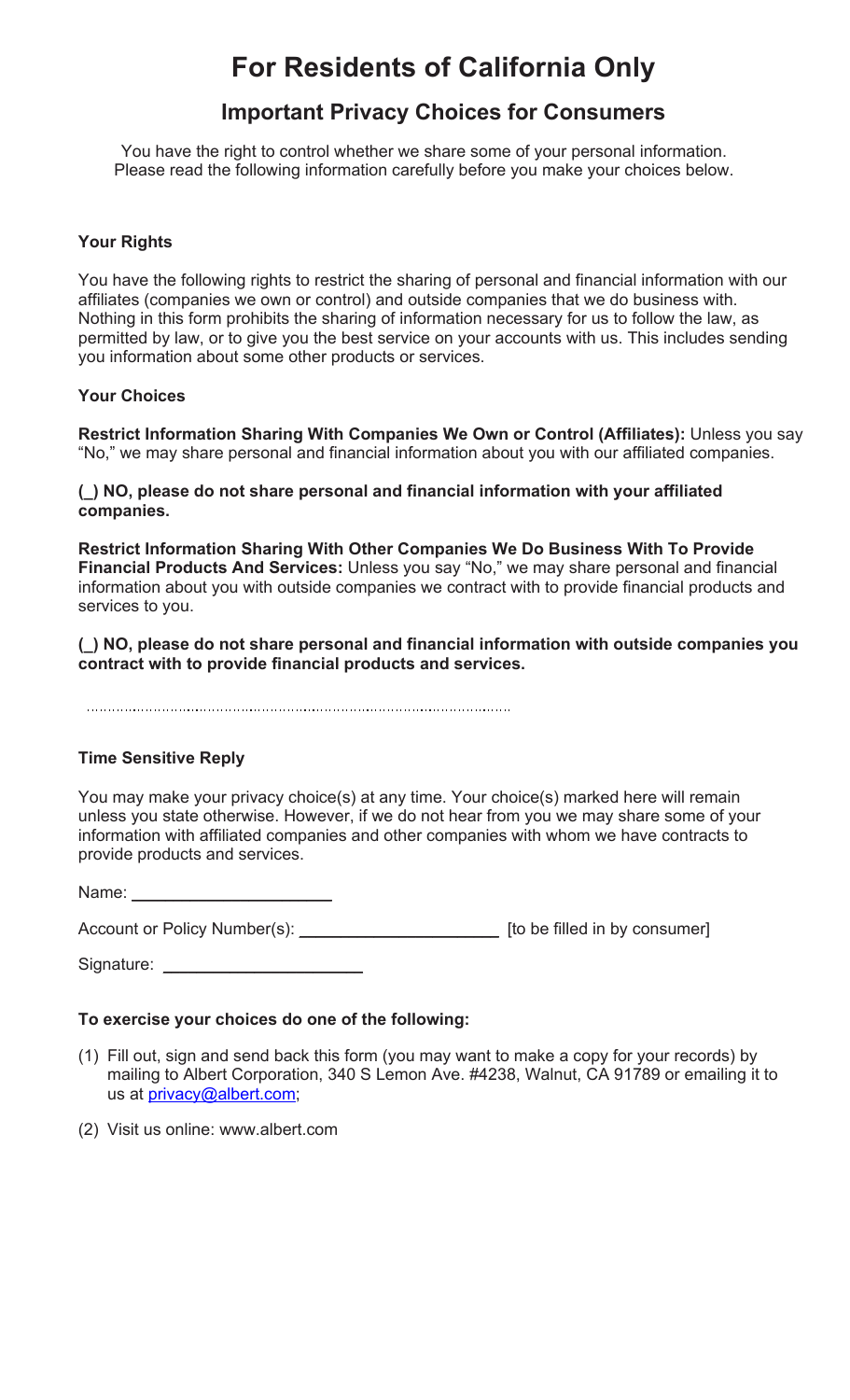# For Residents of California Only

## Important Privacy Choices for Consumers

You have the right to control whether we share some of your personal information. Please read the following information carefully before you make your choices below.

### Your Rights

You have the following rights to restrict the sharing of personal and financial information with our affiliates (companies we own or control) and outside companies that we do business with. Nothing in this form prohibits the sharing of information necessary for us to follow the law, as permitted by law, or to give you the best service on your accounts with us. This includes sending you information about some other products or services.

### Your Choices

**Restrict Information Sharing With Companies We Own or Control (Affiliates):** Unless you say "No," we may share personal and financial information about you with our affiliated companies.

**(_) NO, please do not share personal and financial information with your affiliated companies.**

**Restrict Information Sharing With Other Companies We Do Business With To Provide Financial Products And Services:** Unless you say "No," we may share personal and financial information about you with outside companies we contract with to provide financial products and services to you.

**(_) NO, please do not share personal and financial information with outside companies you contract with to provide financial products and services.**

---

### Time Sensitive Reply

You may make your privacy choice(s) at any time. Your choice(s) marked here will remain unless you state otherwise. However, if we do not hear from you we may share some of your information with affiliated companies and other companies with whom we have contracts to provide products and services.

Name: ______________________

Account or Policy Number(s): ______________________ [to be filled in by consumer]

Signature: ______________________

### To exercise your choices do one of the following:

(1) Fill out, sign and send back this form (you may want to make a copy for your records) by mailing to Albert Corporation, 340 S Lemon Ave. #4238, Walnut, CA 91789 or emailing it to us at privacy@albert.com;

(2) Visit us online: www.albert.com